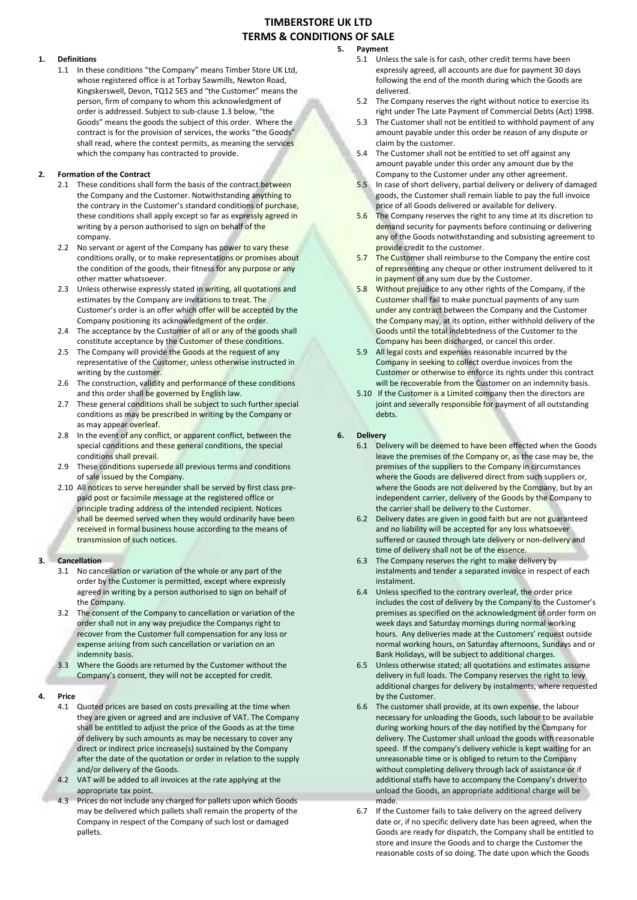# TIMBERSTORE UK LTD
# TERMS & CONDITIONS OF SALE

## 1. Definitions

1.1 In these conditions "the Company" means Timber Store UK Ltd, whose registered office is at Torbay Sawmills, Newton Road, Kingskerswell, Devon, TQ12 5ES and "the Customer" means the person, firm of company to whom this acknowledgment of order is addressed. Subject to sub-clause 1.3 below, "the Goods" means the goods the subject of this order. Where the contract is for the provision of services, the works "the Goods" shall read, where the context permits, as meaning the services which the company has contracted to provide.

## 2. Formation of the Contract

2.1 These conditions shall form the basis of the contract between the Company and the Customer. Notwithstanding anything to the contrary in the Customer's standard conditions of purchase, these conditions shall apply except so far as expressly agreed in writing by a person authorised to sign on behalf of the company.

2.2 No servant or agent of the Company has power to vary these conditions orally, or to make representations or promises about the condition of the goods, their fitness for any purpose or any other matter whatsoever.

2.3 Unless otherwise expressly stated in writing, all quotations and estimates by the Company are invitations to treat. The Customer's order is an offer which offer will be accepted by the Company positioning its acknowledgment of the order.

2.4 The acceptance by the Customer of all or any of the goods shall constitute acceptance by the Customer of these conditions.

2.5 The Company will provide the Goods at the request of any representative of the Customer, unless otherwise instructed in writing by the customer.

2.6 The construction, validity and performance of these conditions and this order shall be governed by English law.

2.7 These general conditions shall be subject to such further special conditions as may be prescribed in writing by the Company or as may appear overleaf.

2.8 In the event of any conflict, or apparent conflict, between the special conditions and these general conditions, the special conditions shall prevail.

2.9 These conditions supersede all previous terms and conditions of sale issued by the Company.

2.10 All notices to serve hereunder shall be served by first class pre-paid post or facsimile message at the registered office or principle trading address of the intended recipient. Notices shall be deemed served when they would ordinarily have been received in formal business house according to the means of transmission of such notices.

## 3. Cancellation

3.1 No cancellation or variation of the whole or any part of the order by the Customer is permitted, except where expressly agreed in writing by a person authorised to sign on behalf of the Company.

3.2 The consent of the Company to cancellation or variation of the order shall not in any way prejudice the Companys right to recover from the Customer full compensation for any loss or expense arising from such cancellation or variation on an indemnity basis.

3.3 Where the Goods are returned by the Customer without the Company's consent, they will not be accepted for credit.

## 4. Price

4.1 Quoted prices are based on costs prevailing at the time when they are given or agreed and are inclusive of VAT. The Company shall be entitled to adjust the price of the Goods as at the time of delivery by such amounts as may be necessary to cover any direct or indirect price increase(s) sustained by the Company after the date of the quotation or order in relation to the supply and/or delivery of the Goods.

4.2 VAT will be added to all invoices at the rate applying at the appropriate tax point.

4.3 Prices do not include any charged for pallets upon which Goods may be delivered which pallets shall remain the property of the Company in respect of the Company of such lost or damaged pallets.

## 5. Payment

5.1 Unless the sale is for cash, other credit terms have been expressly agreed, all accounts are due for payment 30 days following the end of the month during which the Goods are delivered.

5.2 The Company reserves the right without notice to exercise its right under The Late Payment of Commercial Debts (Act) 1998.

5.3 The Customer shall not be entitled to withhold payment of any amount payable under this order be reason of any dispute or claim by the customer.

5.4 The Customer shall not be entitled to set off against any amount payable under this order any amount due by the Company to the Customer under any other agreement.

5.5 In case of short delivery, partial delivery or delivery of damaged goods, the Customer shall remain liable to pay the full invoice price of all Goods delivered or available for delivery.

5.6 The Company reserves the right to any time at its discretion to demand security for payments before continuing or delivering any of the Goods notwithstanding and subsisting agreement to provide credit to the customer.

5.7 The Customer shall reimburse to the Company the entire cost of representing any cheque or other instrument delivered to it in payment of any sum due by the Customer.

5.8 Without prejudice to any other rights of the Company, if the Customer shall fail to make punctual payments of any sum under any contract between the Company and the Customer the Company may, at its option, either withhold delivery of the Goods until the total indebtedness of the Customer to the Company has been discharged, or cancel this order.

5.9 All legal costs and expenses reasonable incurred by the Company in seeking to collect overdue invoices from the Customer or otherwise to enforce its rights under this contract will be recoverable from the Customer on an indemnity basis.

5.10 If the Customer is a Limited company then the directors are joint and severally responsible for payment of all outstanding debts.

## 6. Delivery

6.1 Delivery will be deemed to have been effected when the Goods leave the premises of the Company or, as the case may be, the premises of the suppliers to the Company in circumstances where the Goods are delivered direct from such suppliers or, where the Goods are not delivered by the Company, but by an independent carrier, delivery of the Goods by the Company to the carrier shall be delivery to the Customer.

6.2 Delivery dates are given in good faith but are not guaranteed and no liability will be accepted for any loss whatsoever suffered or caused through late delivery or non-delivery and time of delivery shall not be of the essence.

6.3 The Company reserves the right to make delivery by instalments and tender a separated invoice in respect of each instalment.

6.4 Unless specified to the contrary overleaf, the order price includes the cost of delivery by the Company to the Customer's premises as specified on the acknowledgment of order form on week days and Saturday mornings during normal working hours. Any deliveries made at the Customers' request outside normal working hours, on Saturday afternoons, Sundays and or Bank Holidays, will be subject to additional charges.

6.5 Unless otherwise stated; all quotations and estimates assume delivery in full loads. The Company reserves the right to levy additional charges for delivery by instalments, where requested by the Customer.

6.6 The customer shall provide, at its own expense, the labour necessary for unloading the Goods, such labour to be available during working hours of the day notified by the Company for delivery. The Customer shall unload the goods with reasonable speed. If the company's delivery vehicle is kept waiting for an unreasonable time or is obliged to return to the Company without completing delivery through lack of assistance or if additional staffs have to accompany the Company's driver to unload the Goods, an appropriate additional charge will be made.

6.7 If the Customer fails to take delivery on the agreed delivery date or, if no specific delivery date has been agreed, when the Goods are ready for dispatch, the Company shall be entitled to store and insure the Goods and to charge the Customer the reasonable costs of so doing. The date upon which the Goods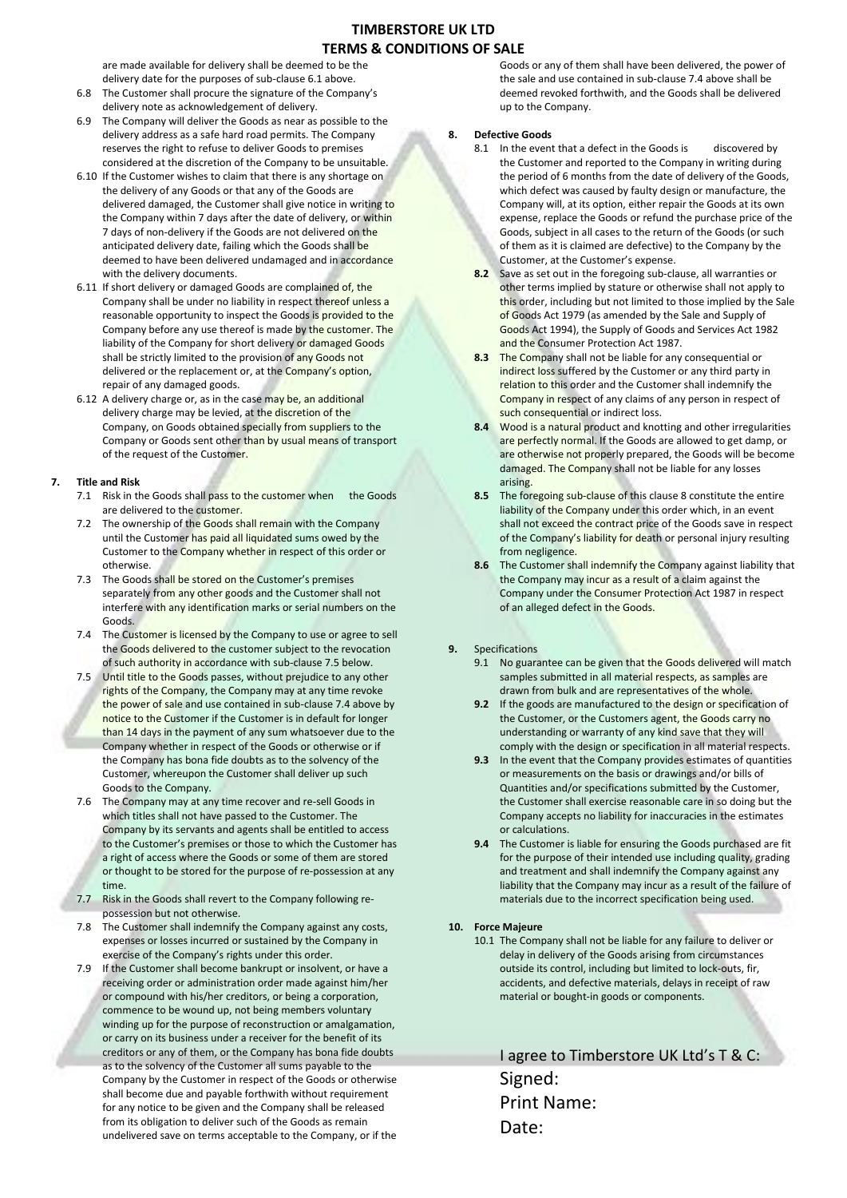are made available for delivery shall be deemed to be the delivery date for the purposes of sub-clause 6.1 above.

6.8 The Customer shall procure the signature of the Company's delivery note as acknowledgement of delivery.

6.9 The Company will deliver the Goods as near as possible to the delivery address as a safe hard road permits. The Company reserves the right to refuse to deliver Goods to premises considered at the discretion of the Company to be unsuitable.

6.10 If the Customer wishes to claim that there is any shortage on the delivery of any Goods or that any of the Goods are delivered damaged, the Customer shall give notice in writing to the Company within 7 days after the date of delivery, or within 7 days of non-delivery if the Goods are not delivered on the anticipated delivery date, failing which the Goods shall be deemed to have been delivered undamaged and in accordance with the delivery documents.

6.11 If short delivery or damaged Goods are complained of, the Company shall be under no liability in respect thereof unless a reasonable opportunity to inspect the Goods is provided to the Company before any use thereof is made by the customer. The liability of the Company for short delivery or damaged Goods shall be strictly limited to the provision of any Goods not delivered or the replacement or, at the Company's option, repair of any damaged goods.

6.12 A delivery charge or, as in the case may be, an additional delivery charge may be levied, at the discretion of the Company, on Goods obtained specially from suppliers to the Company or Goods sent other than by usual means of transport of the request of the Customer.

**7. Title and Risk**

7.1 Risk in the Goods shall pass to the customer when the Goods are delivered to the customer.

7.2 The ownership of the Goods shall remain with the Company until the Customer has paid all liquidated sums owed by the Customer to the Company whether in respect of this order or otherwise.

7.3 The Goods shall be stored on the Customer's premises separately from any other goods and the Customer shall not interfere with any identification marks or serial numbers on the Goods.

7.4 The Customer is licensed by the Company to use or agree to sell the Goods delivered to the customer subject to the revocation of such authority in accordance with sub-clause 7.5 below.

7.5 Until title to the Goods passes, without prejudice to any other rights of the Company, the Company may at any time revoke the power of sale and use contained in sub-clause 7.4 above by notice to the Customer if the Customer is in default for longer than 14 days in the payment of any sum whatsoever due to the Company whether in respect of the Goods or otherwise or if the Company has bona fide doubts as to the solvency of the Customer, whereupon the Customer shall deliver up such Goods to the Company.

7.6 The Company may at any time recover and re-sell Goods in which titles shall not have passed to the Customer. The Company by its servants and agents shall be entitled to access to the Customer's premises or those to which the Customer has a right of access where the Goods or some of them are stored or thought to be stored for the purpose of re-possession at any time.

7.7 Risk in the Goods shall revert to the Company following re-possession but not otherwise.

7.8 The Customer shall indemnify the Company against any costs, expenses or losses incurred or sustained by the Company in exercise of the Company's rights under this order.

7.9 If the Customer shall become bankrupt or insolvent, or have a receiving order or administration order made against him/her or compound with his/her creditors, or being a corporation, commence to be wound up, not being members voluntary winding up for the purpose of reconstruction or amalgamation, or carry on its business under a receiver for the benefit of its creditors or any of them, or the Company has bona fide doubts as to the solvency of the Customer all sums payable to the Company by the Customer in respect of the Goods or otherwise shall become due and payable forthwith without requirement for any notice to be given and the Company shall be released from its obligation to deliver such of the Goods as remain undelivered save on terms acceptable to the Company, or if the Goods or any of them shall have been delivered, the power of the sale and use contained in sub-clause 7.4 above shall be deemed revoked forthwith, and the Goods shall be delivered up to the Company.

**8. Defective Goods**

8.1 In the event that a defect in the Goods is discovered by the Customer and reported to the Company in writing during the period of 6 months from the date of delivery of the Goods, which defect was caused by faulty design or manufacture, the Company will, at its option, either repair the Goods at its own expense, replace the Goods or refund the purchase price of the Goods, subject in all cases to the return of the Goods (or such of them as it is claimed are defective) to the Company by the Customer, at the Customer's expense.

**8.2** Save as set out in the foregoing sub-clause, all warranties or other terms implied by stature or otherwise shall not apply to this order, including but not limited to those implied by the Sale of Goods Act 1979 (as amended by the Sale and Supply of Goods Act 1994), the Supply of Goods and Services Act 1982 and the Consumer Protection Act 1987.

**8.3** The Company shall not be liable for any consequential or indirect loss suffered by the Customer or any third party in relation to this order and the Customer shall indemnify the Company in respect of any claims of any person in respect of such consequential or indirect loss.

**8.4** Wood is a natural product and knotting and other irregularities are perfectly normal. If the Goods are allowed to get damp, or are otherwise not properly prepared, the Goods will be become damaged. The Company shall not be liable for any losses arising.

**8.5** The foregoing sub-clause of this clause 8 constitute the entire liability of the Company under this order which, in an event shall not exceed the contract price of the Goods save in respect of the Company's liability for death or personal injury resulting from negligence.

**8.6** The Customer shall indemnify the Company against liability that the Company may incur as a result of a claim against the Company under the Consumer Protection Act 1987 in respect of an alleged defect in the Goods.

**9.** Specifications

9.1 No guarantee can be given that the Goods delivered will match samples submitted in all material respects, as samples are drawn from bulk and are representatives of the whole.

**9.2** If the goods are manufactured to the design or specification of the Customer, or the Customers agent, the Goods carry no understanding or warranty of any kind save that they will comply with the design or specification in all material respects.

**9.3** In the event that the Company provides estimates of quantities or measurements on the basis or drawings and/or bills of Quantities and/or specifications submitted by the Customer, the Customer shall exercise reasonable care in so doing but the Company accepts no liability for inaccuracies in the estimates or calculations.

**9.4** The Customer is liable for ensuring the Goods purchased are fit for the purpose of their intended use including quality, grading and treatment and shall indemnify the Company against any liability that the Company may incur as a result of the failure of materials due to the incorrect specification being used.

**10. Force Majeure**

10.1 The Company shall not be liable for any failure to deliver or delay in delivery of the Goods arising from circumstances outside its control, including but limited to lock-outs, fir, accidents, and defective materials, delays in receipt of raw material or bought-in goods or components.

I agree to Timberstore UK Ltd's T & C:

Signed:

Print Name:

Date: